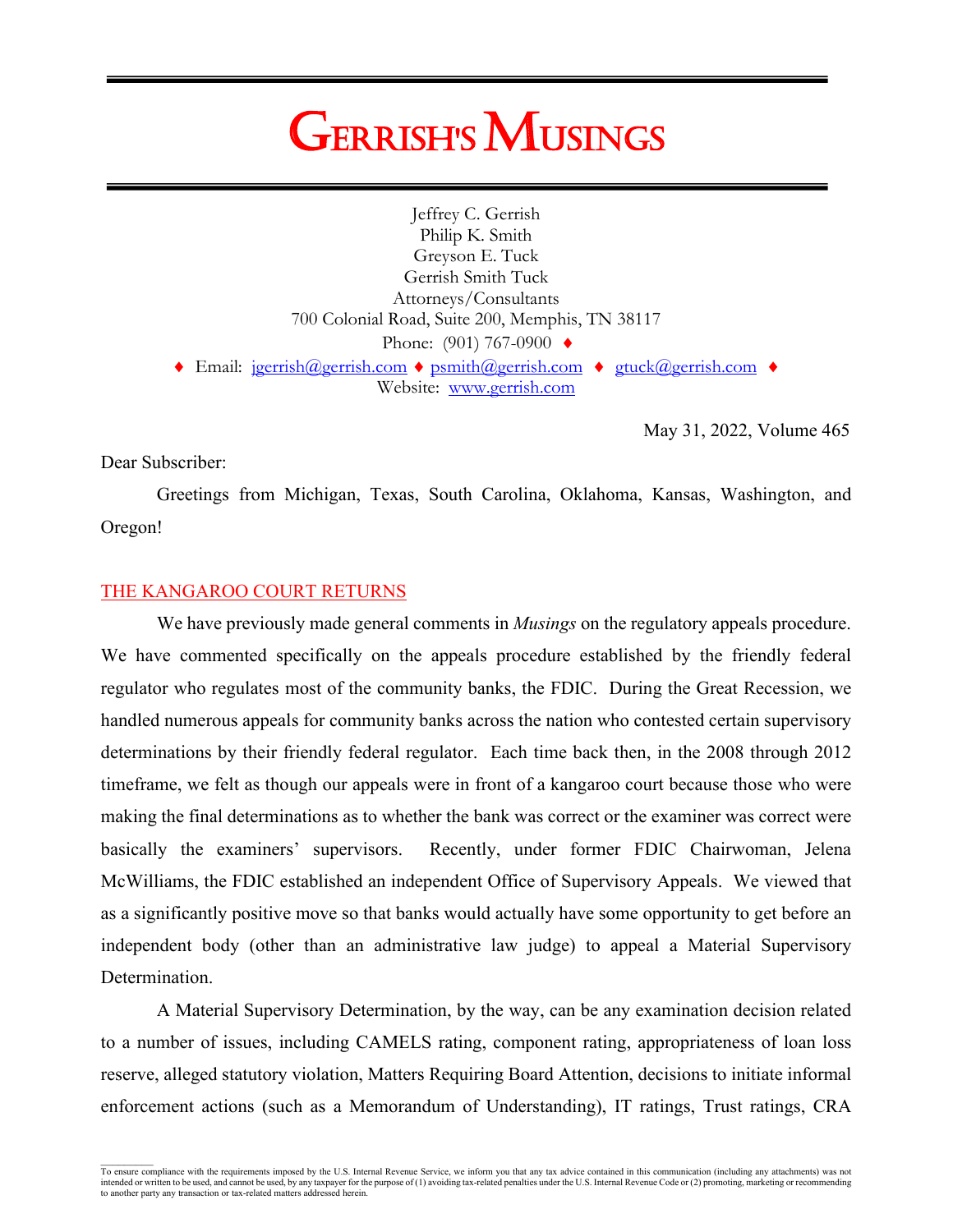# GERRISH'S MUSINGS

Jeffrey C. Gerrish
Philip K. Smith
Greyson E. Tuck
Gerrish Smith Tuck
Attorneys/Consultants
700 Colonial Road, Suite 200, Memphis, TN 38117
Phone: (901) 767-0900 ♦
♦ Email: jgerrish@gerrish.com ♦ psmith@gerrish.com ♦ gtuck@gerrish.com ♦
Website: www.gerrish.com

May 31, 2022, Volume 465

Dear Subscriber:

Greetings from Michigan, Texas, South Carolina, Oklahoma, Kansas, Washington, and Oregon!

## THE KANGAROO COURT RETURNS

We have previously made general comments in *Musings* on the regulatory appeals procedure. We have commented specifically on the appeals procedure established by the friendly federal regulator who regulates most of the community banks, the FDIC. During the Great Recession, we handled numerous appeals for community banks across the nation who contested certain supervisory determinations by their friendly federal regulator. Each time back then, in the 2008 through 2012 timeframe, we felt as though our appeals were in front of a kangaroo court because those who were making the final determinations as to whether the bank was correct or the examiner was correct were basically the examiners' supervisors. Recently, under former FDIC Chairwoman, Jelena McWilliams, the FDIC established an independent Office of Supervisory Appeals. We viewed that as a significantly positive move so that banks would actually have some opportunity to get before an independent body (other than an administrative law judge) to appeal a Material Supervisory Determination.

A Material Supervisory Determination, by the way, can be any examination decision related to a number of issues, including CAMELS rating, component rating, appropriateness of loan loss reserve, alleged statutory violation, Matters Requiring Board Attention, decisions to initiate informal enforcement actions (such as a Memorandum of Understanding), IT ratings, Trust ratings, CRA

To ensure compliance with the requirements imposed by the U.S. Internal Revenue Service, we inform you that any tax advice contained in this communication (including any attachments) was not intended or written to be used, and cannot be used, by any taxpayer for the purpose of (1) avoiding tax-related penalties under the U.S. Internal Revenue Code or (2) promoting, marketing or recommending to another party any transaction or tax-related matters addressed herein.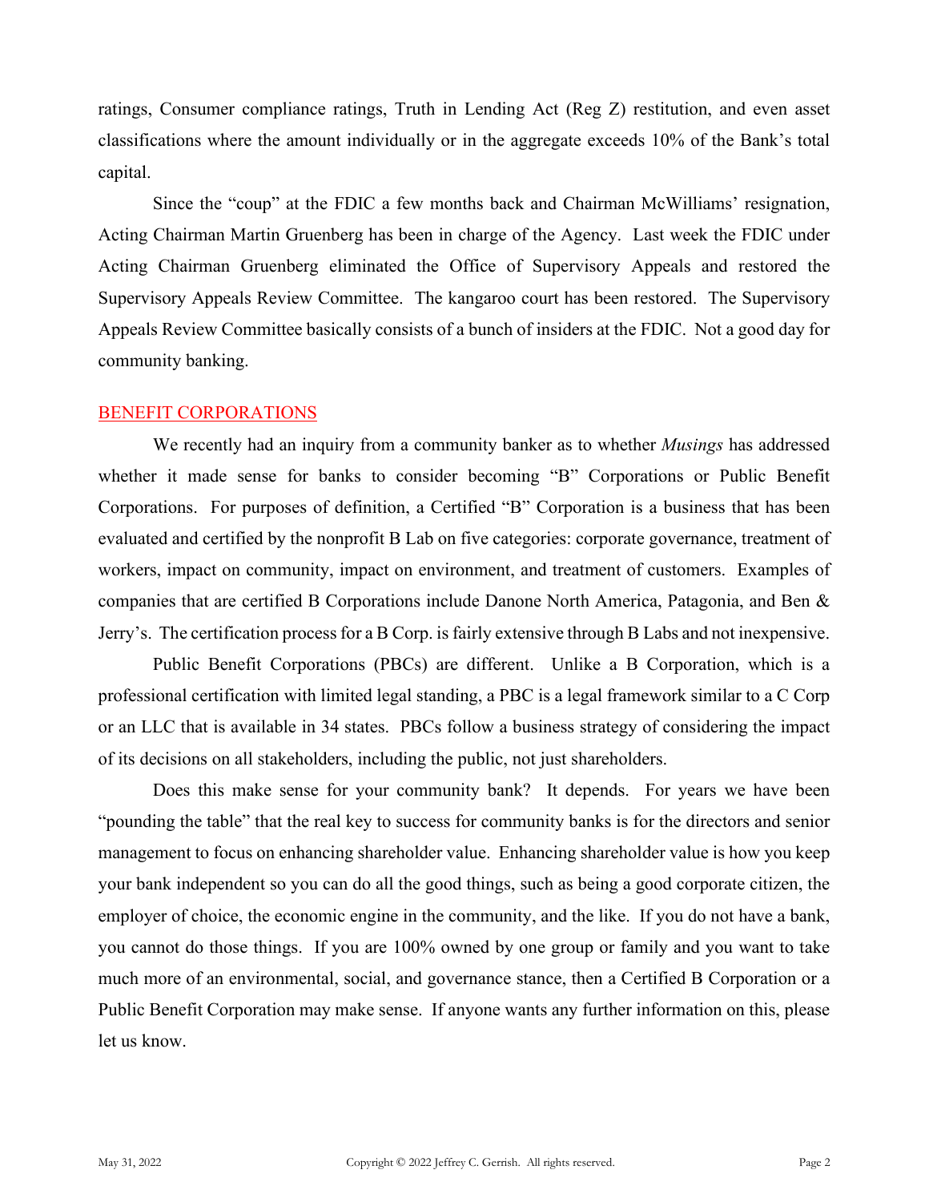ratings, Consumer compliance ratings, Truth in Lending Act (Reg Z) restitution, and even asset classifications where the amount individually or in the aggregate exceeds 10% of the Bank's total capital.

Since the "coup" at the FDIC a few months back and Chairman McWilliams' resignation, Acting Chairman Martin Gruenberg has been in charge of the Agency. Last week the FDIC under Acting Chairman Gruenberg eliminated the Office of Supervisory Appeals and restored the Supervisory Appeals Review Committee. The kangaroo court has been restored. The Supervisory Appeals Review Committee basically consists of a bunch of insiders at the FDIC. Not a good day for community banking.

## BENEFIT CORPORATIONS

We recently had an inquiry from a community banker as to whether *Musings* has addressed whether it made sense for banks to consider becoming "B" Corporations or Public Benefit Corporations. For purposes of definition, a Certified "B" Corporation is a business that has been evaluated and certified by the nonprofit B Lab on five categories: corporate governance, treatment of workers, impact on community, impact on environment, and treatment of customers. Examples of companies that are certified B Corporations include Danone North America, Patagonia, and Ben & Jerry's. The certification process for a B Corp. is fairly extensive through B Labs and not inexpensive.

Public Benefit Corporations (PBCs) are different. Unlike a B Corporation, which is a professional certification with limited legal standing, a PBC is a legal framework similar to a C Corp or an LLC that is available in 34 states. PBCs follow a business strategy of considering the impact of its decisions on all stakeholders, including the public, not just shareholders.

Does this make sense for your community bank? It depends. For years we have been "pounding the table" that the real key to success for community banks is for the directors and senior management to focus on enhancing shareholder value. Enhancing shareholder value is how you keep your bank independent so you can do all the good things, such as being a good corporate citizen, the employer of choice, the economic engine in the community, and the like. If you do not have a bank, you cannot do those things. If you are 100% owned by one group or family and you want to take much more of an environmental, social, and governance stance, then a Certified B Corporation or a Public Benefit Corporation may make sense. If anyone wants any further information on this, please let us know.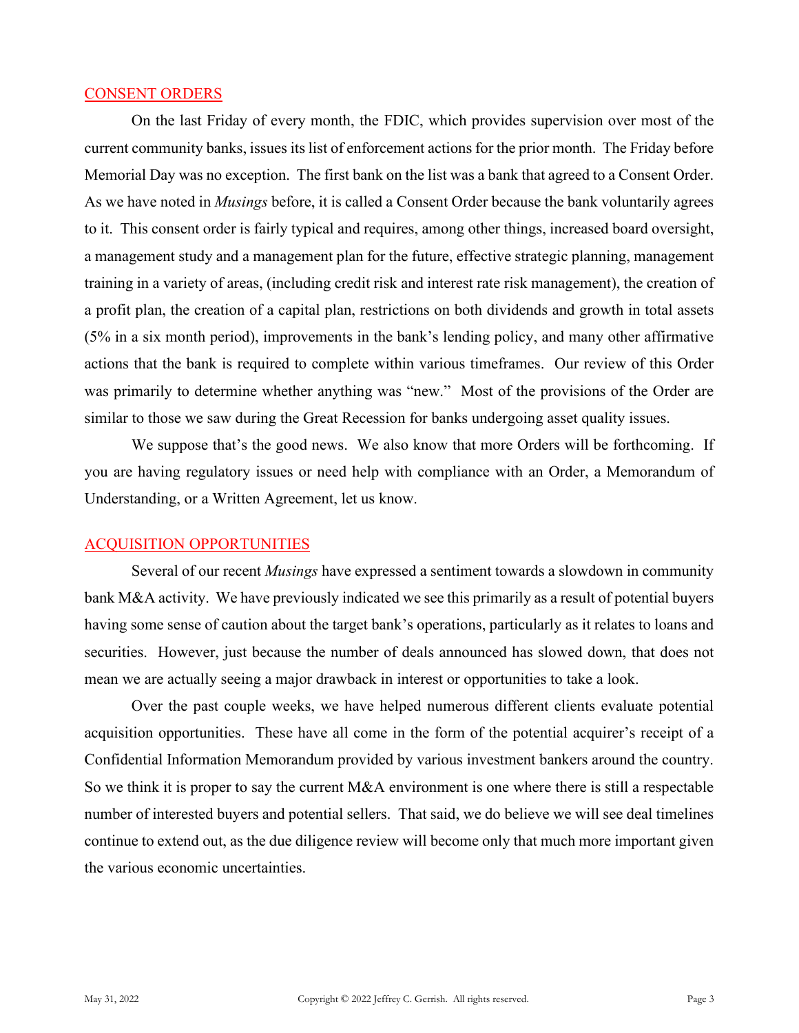## CONSENT ORDERS

On the last Friday of every month, the FDIC, which provides supervision over most of the current community banks, issues its list of enforcement actions for the prior month. The Friday before Memorial Day was no exception. The first bank on the list was a bank that agreed to a Consent Order. As we have noted in *Musings* before, it is called a Consent Order because the bank voluntarily agrees to it. This consent order is fairly typical and requires, among other things, increased board oversight, a management study and a management plan for the future, effective strategic planning, management training in a variety of areas, (including credit risk and interest rate risk management), the creation of a profit plan, the creation of a capital plan, restrictions on both dividends and growth in total assets (5% in a six month period), improvements in the bank's lending policy, and many other affirmative actions that the bank is required to complete within various timeframes. Our review of this Order was primarily to determine whether anything was "new." Most of the provisions of the Order are similar to those we saw during the Great Recession for banks undergoing asset quality issues.

We suppose that's the good news. We also know that more Orders will be forthcoming. If you are having regulatory issues or need help with compliance with an Order, a Memorandum of Understanding, or a Written Agreement, let us know.

## ACQUISITION OPPORTUNITIES

Several of our recent *Musings* have expressed a sentiment towards a slowdown in community bank M&A activity. We have previously indicated we see this primarily as a result of potential buyers having some sense of caution about the target bank's operations, particularly as it relates to loans and securities. However, just because the number of deals announced has slowed down, that does not mean we are actually seeing a major drawback in interest or opportunities to take a look.

Over the past couple weeks, we have helped numerous different clients evaluate potential acquisition opportunities. These have all come in the form of the potential acquirer's receipt of a Confidential Information Memorandum provided by various investment bankers around the country. So we think it is proper to say the current M&A environment is one where there is still a respectable number of interested buyers and potential sellers. That said, we do believe we will see deal timelines continue to extend out, as the due diligence review will become only that much more important given the various economic uncertainties.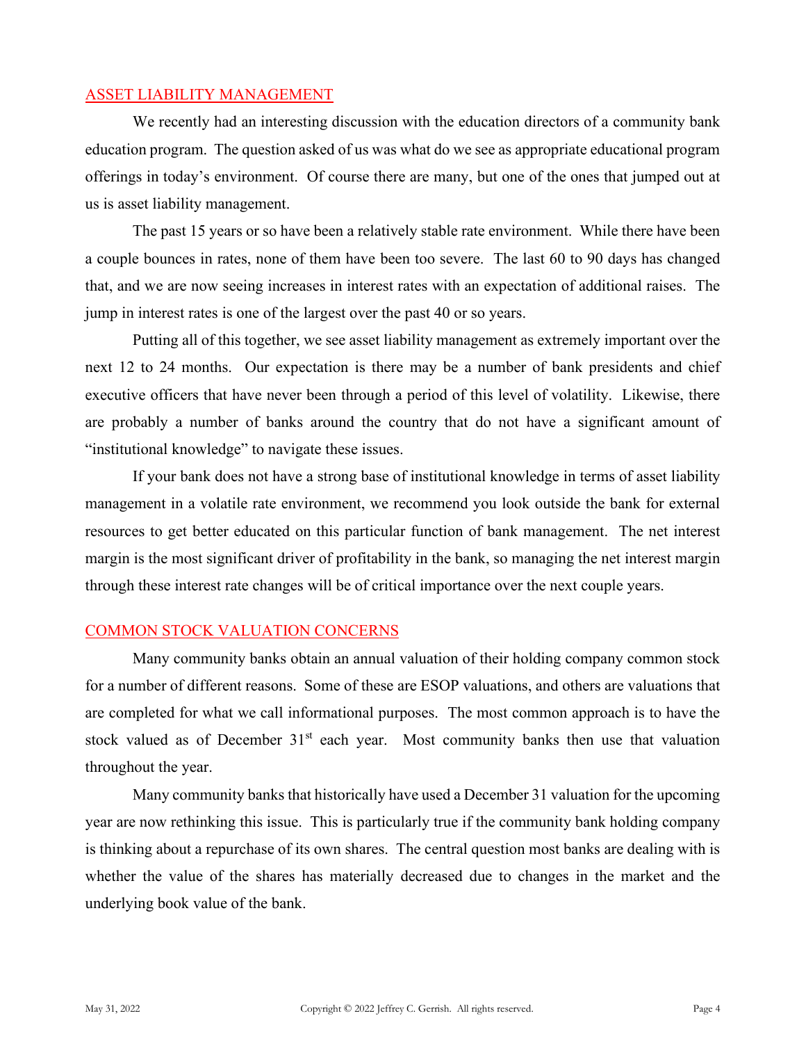## ASSET LIABILITY MANAGEMENT

We recently had an interesting discussion with the education directors of a community bank education program. The question asked of us was what do we see as appropriate educational program offerings in today's environment. Of course there are many, but one of the ones that jumped out at us is asset liability management.

The past 15 years or so have been a relatively stable rate environment. While there have been a couple bounces in rates, none of them have been too severe. The last 60 to 90 days has changed that, and we are now seeing increases in interest rates with an expectation of additional raises. The jump in interest rates is one of the largest over the past 40 or so years.

Putting all of this together, we see asset liability management as extremely important over the next 12 to 24 months. Our expectation is there may be a number of bank presidents and chief executive officers that have never been through a period of this level of volatility. Likewise, there are probably a number of banks around the country that do not have a significant amount of "institutional knowledge" to navigate these issues.

If your bank does not have a strong base of institutional knowledge in terms of asset liability management in a volatile rate environment, we recommend you look outside the bank for external resources to get better educated on this particular function of bank management. The net interest margin is the most significant driver of profitability in the bank, so managing the net interest margin through these interest rate changes will be of critical importance over the next couple years.

## COMMON STOCK VALUATION CONCERNS

Many community banks obtain an annual valuation of their holding company common stock for a number of different reasons. Some of these are ESOP valuations, and others are valuations that are completed for what we call informational purposes. The most common approach is to have the stock valued as of December 31st each year. Most community banks then use that valuation throughout the year.

Many community banks that historically have used a December 31 valuation for the upcoming year are now rethinking this issue. This is particularly true if the community bank holding company is thinking about a repurchase of its own shares. The central question most banks are dealing with is whether the value of the shares has materially decreased due to changes in the market and the underlying book value of the bank.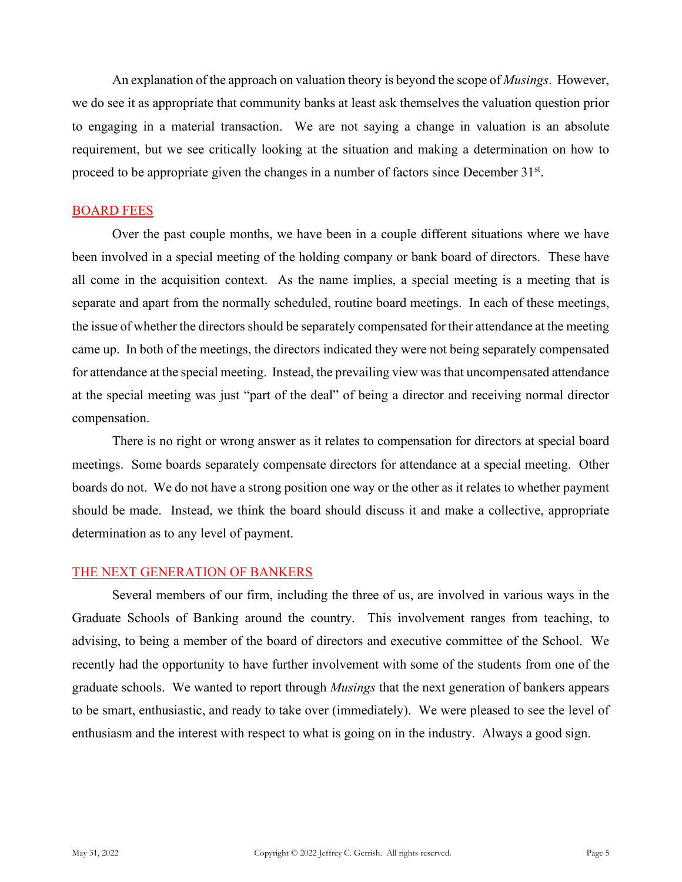An explanation of the approach on valuation theory is beyond the scope of *Musings*. However, we do see it as appropriate that community banks at least ask themselves the valuation question prior to engaging in a material transaction. We are not saying a change in valuation is an absolute requirement, but we see critically looking at the situation and making a determination on how to proceed to be appropriate given the changes in a number of factors since December 31st.

## BOARD FEES

Over the past couple months, we have been in a couple different situations where we have been involved in a special meeting of the holding company or bank board of directors. These have all come in the acquisition context. As the name implies, a special meeting is a meeting that is separate and apart from the normally scheduled, routine board meetings. In each of these meetings, the issue of whether the directors should be separately compensated for their attendance at the meeting came up. In both of the meetings, the directors indicated they were not being separately compensated for attendance at the special meeting. Instead, the prevailing view was that uncompensated attendance at the special meeting was just "part of the deal" of being a director and receiving normal director compensation.

There is no right or wrong answer as it relates to compensation for directors at special board meetings. Some boards separately compensate directors for attendance at a special meeting. Other boards do not. We do not have a strong position one way or the other as it relates to whether payment should be made. Instead, we think the board should discuss it and make a collective, appropriate determination as to any level of payment.

## THE NEXT GENERATION OF BANKERS

Several members of our firm, including the three of us, are involved in various ways in the Graduate Schools of Banking around the country. This involvement ranges from teaching, to advising, to being a member of the board of directors and executive committee of the School. We recently had the opportunity to have further involvement with some of the students from one of the graduate schools. We wanted to report through *Musings* that the next generation of bankers appears to be smart, enthusiastic, and ready to take over (immediately). We were pleased to see the level of enthusiasm and the interest with respect to what is going on in the industry. Always a good sign.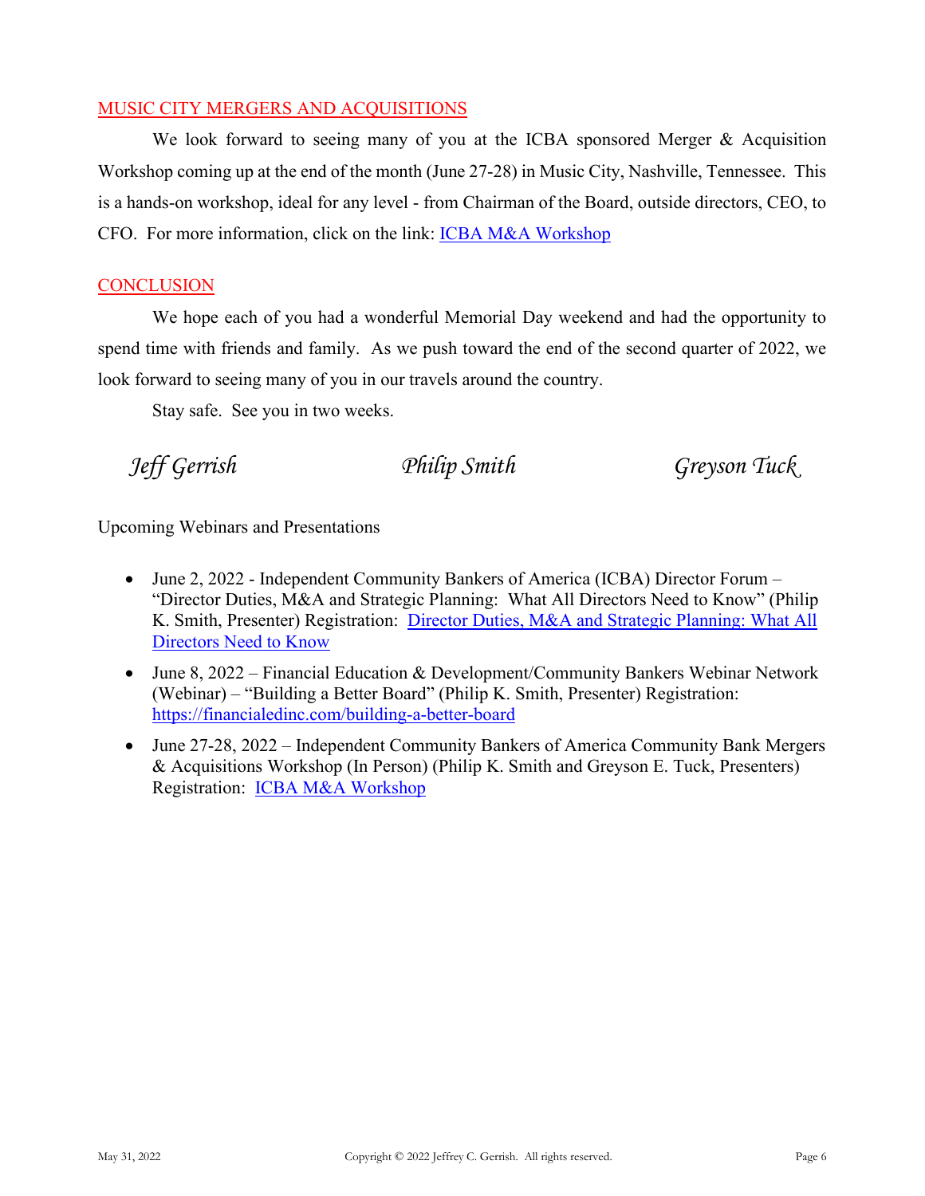## MUSIC CITY MERGERS AND ACQUISITIONS

We look forward to seeing many of you at the ICBA sponsored Merger & Acquisition Workshop coming up at the end of the month (June 27-28) in Music City, Nashville, Tennessee. This is a hands-on workshop, ideal for any level - from Chairman of the Board, outside directors, CEO, to CFO. For more information, click on the link: ICBA M&A Workshop

## CONCLUSION

We hope each of you had a wonderful Memorial Day weekend and had the opportunity to spend time with friends and family. As we push toward the end of the second quarter of 2022, we look forward to seeing many of you in our travels around the country.

Stay safe. See you in two weeks.

*Jeff Gerrish* *Philip Smith* *Greyson Tuck*

Upcoming Webinars and Presentations

- June 2, 2022 - Independent Community Bankers of America (ICBA) Director Forum – "Director Duties, M&A and Strategic Planning: What All Directors Need to Know" (Philip K. Smith, Presenter) Registration: Director Duties, M&A and Strategic Planning: What All Directors Need to Know
- June 8, 2022 – Financial Education & Development/Community Bankers Webinar Network (Webinar) – "Building a Better Board" (Philip K. Smith, Presenter) Registration: https://financialedinc.com/building-a-better-board
- June 27-28, 2022 – Independent Community Bankers of America Community Bank Mergers & Acquisitions Workshop (In Person) (Philip K. Smith and Greyson E. Tuck, Presenters) Registration: ICBA M&A Workshop